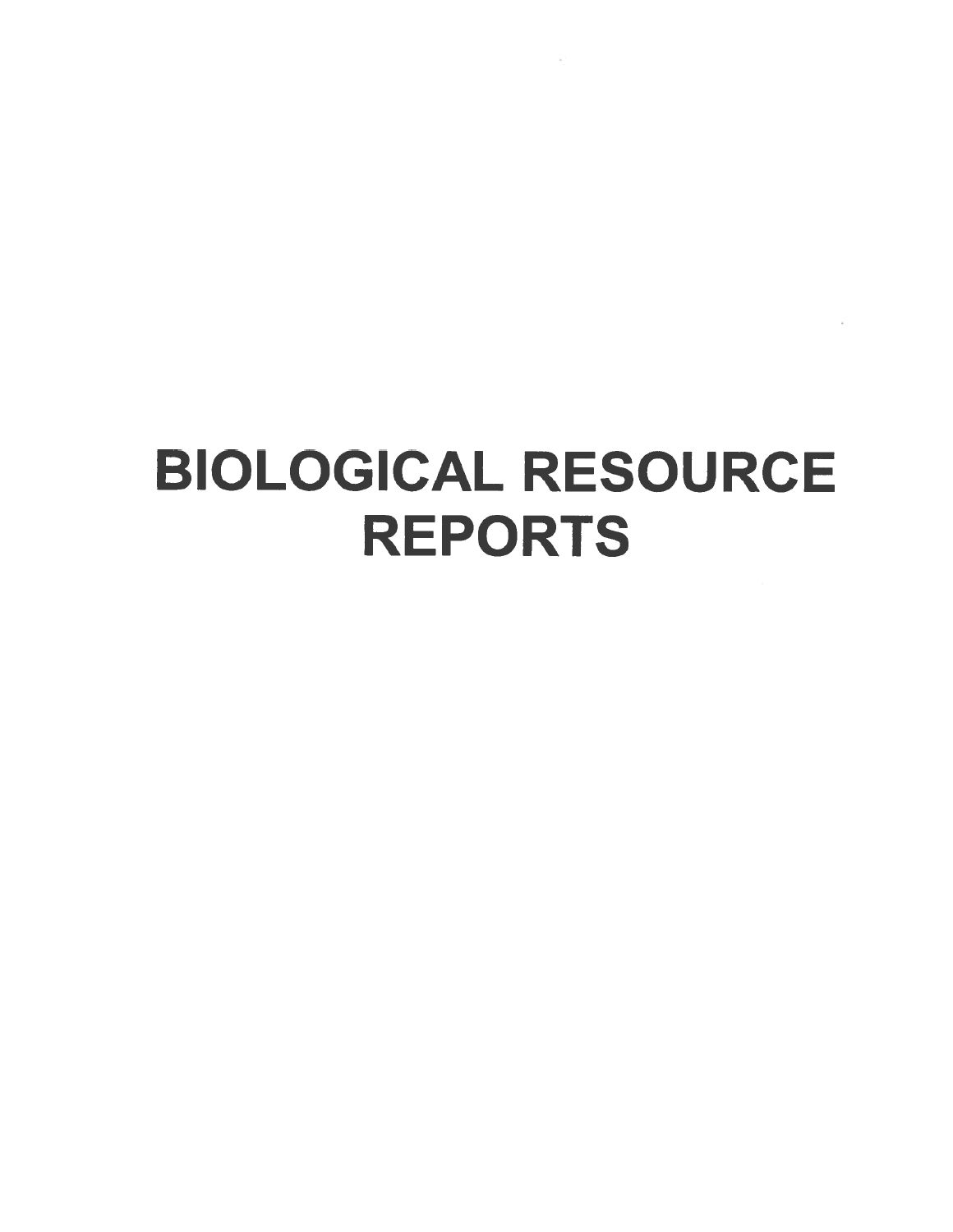# BIOLOGICAL RESOURCE REPORTS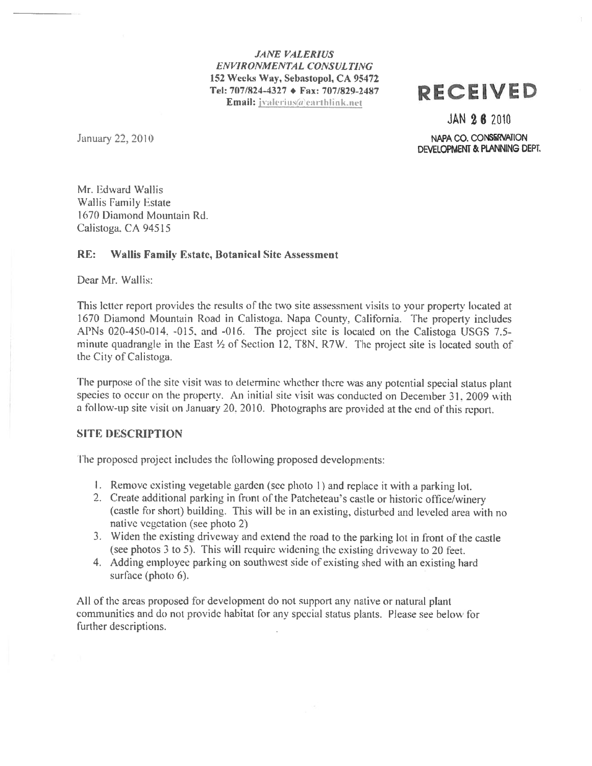*JANE VALERIUS*
*ENVIRONMENTAL CONSULTING*
**152 Weeks Way, Sebastopol, CA 95472**
**Tel: 707/824-4327 ◆ Fax: 707/829-2487**
**Email: jvalerius@earthlink.net**

**RECEIVED**

JAN 26 2010

NAPA CO. CONSERVATION
DEVELOPMENT & PLANNING DEPT.

January 22, 2010

Mr. Edward Wallis
Wallis Family Estate
1670 Diamond Mountain Rd.
Calistoga, CA 94515

**RE: Wallis Family Estate, Botanical Site Assessment**

Dear Mr. Wallis:

This letter report provides the results of the two site assessment visits to your property located at 1670 Diamond Mountain Road in Calistoga, Napa County, California. The property includes APNs 020-450-014, -015, and -016. The project site is located on the Calistoga USGS 7.5-minute quadrangle in the East ½ of Section 12, T8N, R7W. The project site is located south of the City of Calistoga.

The purpose of the site visit was to determine whether there was any potential special status plant species to occur on the property. An initial site visit was conducted on December 31, 2009 with a follow-up site visit on January 20, 2010. Photographs are provided at the end of this report.

## SITE DESCRIPTION

The proposed project includes the following proposed developments:

1. Remove existing vegetable garden (see photo 1) and replace it with a parking lot.
2. Create additional parking in front of the Patcheteau's castle or historic office/winery (castle for short) building. This will be in an existing, disturbed and leveled area with no native vegetation (see photo 2)
3. Widen the existing driveway and extend the road to the parking lot in front of the castle (see photos 3 to 5). This will require widening the existing driveway to 20 feet.
4. Adding employee parking on southwest side of existing shed with an existing hard surface (photo 6).

All of the areas proposed for development do not support any native or natural plant communities and do not provide habitat for any special status plants. Please see below for further descriptions.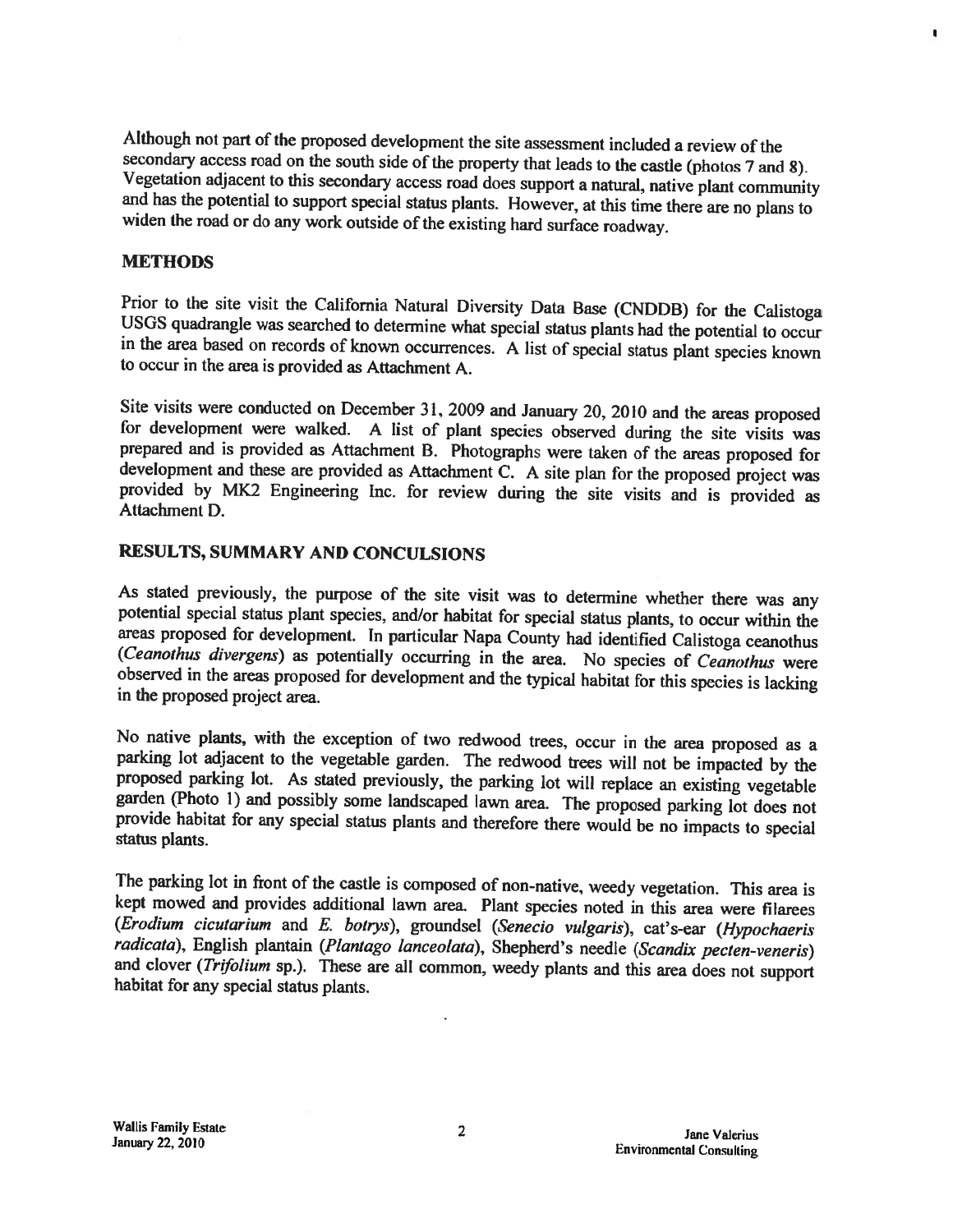Although not part of the proposed development the site assessment included a review of the secondary access road on the south side of the property that leads to the castle (photos 7 and 8). Vegetation adjacent to this secondary access road does support a natural, native plant community and has the potential to support special status plants. However, at this time there are no plans to widen the road or do any work outside of the existing hard surface roadway.

## METHODS

Prior to the site visit the California Natural Diversity Data Base (CNDDB) for the Calistoga USGS quadrangle was searched to determine what special status plants had the potential to occur in the area based on records of known occurrences. A list of special status plant species known to occur in the area is provided as Attachment A.

Site visits were conducted on December 31, 2009 and January 20, 2010 and the areas proposed for development were walked. A list of plant species observed during the site visits was prepared and is provided as Attachment B. Photographs were taken of the areas proposed for development and these are provided as Attachment C. A site plan for the proposed project was provided by MK2 Engineering Inc. for review during the site visits and is provided as Attachment D.

## RESULTS, SUMMARY AND CONCULSIONS

As stated previously, the purpose of the site visit was to determine whether there was any potential special status plant species, and/or habitat for special status plants, to occur within the areas proposed for development. In particular Napa County had identified Calistoga ceanothus (*Ceanothus divergens*) as potentially occurring in the area. No species of *Ceanothus* were observed in the areas proposed for development and the typical habitat for this species is lacking in the proposed project area.

No native plants, with the exception of two redwood trees, occur in the area proposed as a parking lot adjacent to the vegetable garden. The redwood trees will not be impacted by the proposed parking lot. As stated previously, the parking lot will replace an existing vegetable garden (Photo 1) and possibly some landscaped lawn area. The proposed parking lot does not provide habitat for any special status plants and therefore there would be no impacts to special status plants.

The parking lot in front of the castle is composed of non-native, weedy vegetation. This area is kept mowed and provides additional lawn area. Plant species noted in this area were filarees (*Erodium cicutarium* and *E. botrys*), groundsel (*Senecio vulgaris*), cat's-ear (*Hypochaeris radicata*), English plantain (*Plantago lanceolata*), Shepherd's needle (*Scandix pecten-veneris*) and clover (*Trifolium* sp.). These are all common, weedy plants and this area does not support habitat for any special status plants.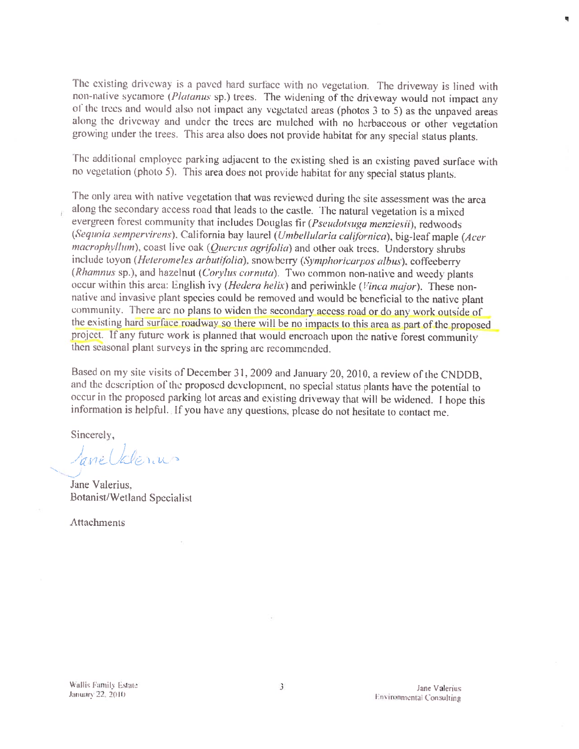The existing driveway is a paved hard surface with no vegetation. The driveway is lined with non-native sycamore (*Platanus* sp.) trees. The widening of the driveway would not impact any of the trees and would also not impact any vegetated areas (photos 3 to 5) as the unpaved areas along the driveway and under the trees are mulched with no herbaceous or other vegetation growing under the trees. This area also does not provide habitat for any special status plants.

The additional employee parking adjacent to the existing shed is an existing paved surface with no vegetation (photo 5). This area does not provide habitat for any special status plants.

The only area with native vegetation that was reviewed during the site assessment was the area along the secondary access road that leads to the castle. The natural vegetation is a mixed evergreen forest community that includes Douglas fir (*Pseudotsuga menziesii*), redwoods (*Sequoia sempervirens*), California bay laurel (*Umbellularia californica*), big-leaf maple (*Acer macrophyllum*), coast live oak (*Quercus agrifolia*) and other oak trees. Understory shrubs include toyon (*Heteromeles arbutifolia*), snowberry (*Symphoricarpos albus*), coffeeberry (*Rhamnus* sp.), and hazelnut (*Corylus cornuta*). Two common non-native and weedy plants occur within this area: English ivy (*Hedera helix*) and periwinkle (*Vinca major*). These non-native and invasive plant species could be removed and would be beneficial to the native plant community. There are no plans to widen the secondary access road or do any work outside of the existing hard surface roadway so there will be no impacts to this area as part of the proposed project. If any future work is planned that would encroach upon the native forest community then seasonal plant surveys in the spring are recommended.

Based on my site visits of December 31, 2009 and January 20, 2010, a review of the CNDDB, and the description of the proposed development, no special status plants have the potential to occur in the proposed parking lot areas and existing driveway that will be widened. I hope this information is helpful. If you have any questions, please do not hesitate to contact me.

Sincerely,

Jane Valerius

Jane Valerius,
Botanist/Wetland Specialist

Attachments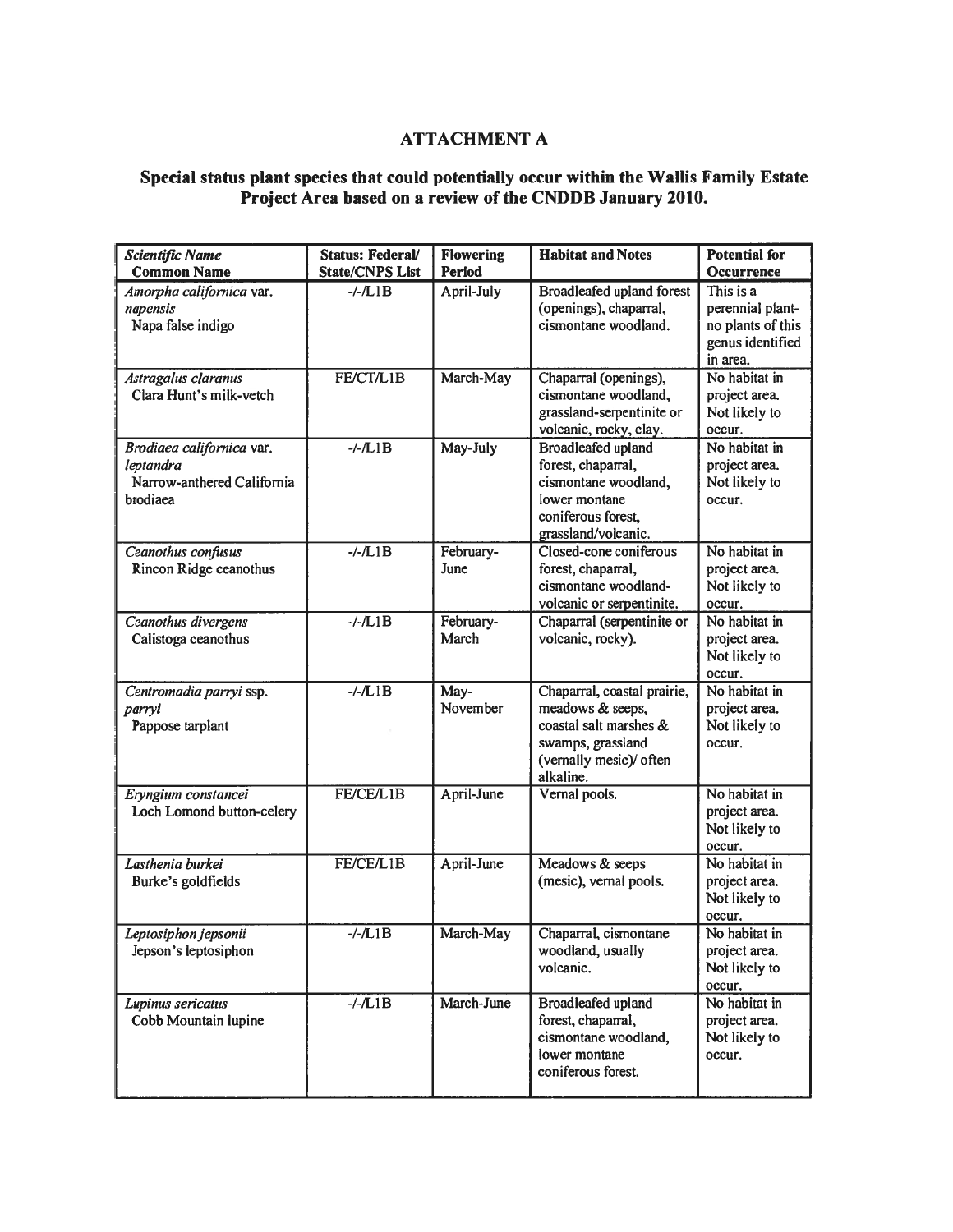# ATTACHMENT A

## Special status plant species that could potentially occur within the Wallis Family Estate Project Area based on a review of the CNDDB January 2010.

| ***Scientific Name*** **Common Name** | **Status: Federal/ State/CNPS List** | **Flowering Period** | **Habitat and Notes** | **Potential for Occurrence** |
|---|---|---|---|---|
| *Amorpha californica* var. *napensis* Napa false indigo | -/-/L1B | April-July | Broadleafed upland forest (openings), chaparral, cismontane woodland. | This is a perennial plant- no plants of this genus identified in area. |
| *Astragalus claranus* Clara Hunt's milk-vetch | FE/CT/L1B | March-May | Chaparral (openings), cismontane woodland, grassland-serpentinite or volcanic, rocky, clay. | No habitat in project area. Not likely to occur. |
| *Brodiaea californica* var. *leptandra* Narrow-anthered California brodiaea | -/-/L1B | May-July | Broadleafed upland forest, chaparral, cismontane woodland, lower montane coniferous forest, grassland/volcanic. | No habitat in project area. Not likely to occur. |
| *Ceanothus confusus* Rincon Ridge ceanothus | -/-/L1B | February-June | Closed-cone coniferous forest, chaparral, cismontane woodland-volcanic or serpentinite. | No habitat in project area. Not likely to occur. |
| *Ceanothus divergens* Calistoga ceanothus | -/-/L1B | February-March | Chaparral (serpentinite or volcanic, rocky). | No habitat in project area. Not likely to occur. |
| *Centromadia parryi* ssp. *parryi* Pappose tarplant | -/-/L1B | May-November | Chaparral, coastal prairie, meadows & seeps, coastal salt marshes & swamps, grassland (vernally mesic)/ often alkaline. | No habitat in project area. Not likely to occur. |
| *Eryngium constancei* Loch Lomond button-celery | FE/CE/L1B | April-June | Vernal pools. | No habitat in project area. Not likely to occur. |
| *Lasthenia burkei* Burke's goldfields | FE/CE/L1B | April-June | Meadows & seeps (mesic), vernal pools. | No habitat in project area. Not likely to occur. |
| *Leptosiphon jepsonii* Jepson's leptosiphon | -/-/L1B | March-May | Chaparral, cismontane woodland, usually volcanic. | No habitat in project area. Not likely to occur. |
| *Lupinus sericatus* Cobb Mountain lupine | -/-/L1B | March-June | Broadleafed upland forest, chaparral, cismontane woodland, lower montane coniferous forest. | No habitat in project area. Not likely to occur. |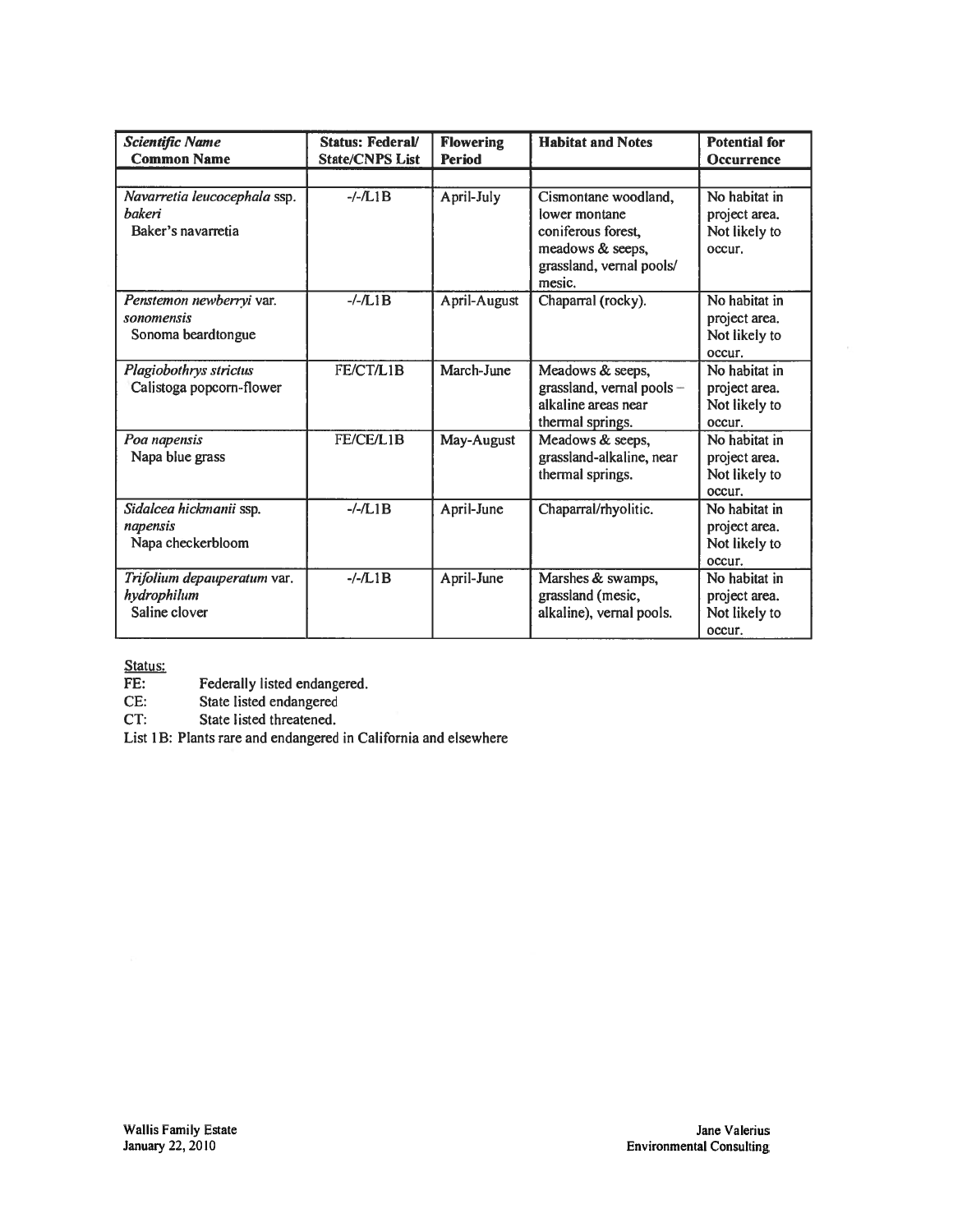| *Scientific Name* Common Name | Status: Federal/ State/CNPS List | Flowering Period | Habitat and Notes | Potential for Occurrence |
|---|---|---|---|---|
| | | | | |
| *Navarretia leucocephala* ssp. *bakeri* Baker's navarretia | -/-/L1B | April-July | Cismontane woodland, lower montane coniferous forest, meadows & seeps, grassland, vernal pools/ mesic. | No habitat in project area. Not likely to occur. |
| *Penstemon newberryi* var. *sonomensis* Sonoma beardtongue | -/-/L1B | April-August | Chaparral (rocky). | No habitat in project area. Not likely to occur. |
| *Plagiobothrys strictus* Calistoga popcorn-flower | FE/CT/L1B | March-June | Meadows & seeps, grassland, vernal pools – alkaline areas near thermal springs. | No habitat in project area. Not likely to occur. |
| *Poa napensis* Napa blue grass | FE/CE/L1B | May-August | Meadows & seeps, grassland-alkaline, near thermal springs. | No habitat in project area. Not likely to occur. |
| *Sidalcea hickmanii* ssp. *napensis* Napa checkerbloom | -/-/L1B | April-June | Chaparral/rhyolitic. | No habitat in project area. Not likely to occur. |
| *Trifolium depauperatum* var. *hydrophilum* Saline clover | -/-/L1B | April-June | Marshes & swamps, grassland (mesic, alkaline), vernal pools. | No habitat in project area. Not likely to occur. |

Status:

FE: Federally listed endangered.

CE: State listed endangered

CT: State listed threatened.

List 1B: Plants rare and endangered in California and elsewhere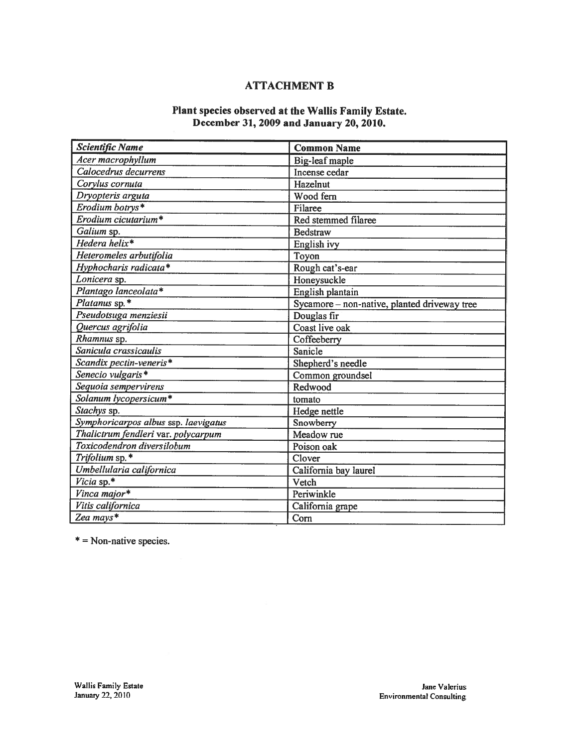# ATTACHMENT B

## Plant species observed at the Wallis Family Estate. December 31, 2009 and January 20, 2010.

| *Scientific Name* | **Common Name** |
|---|---|
| *Acer macrophyllum* | Big-leaf maple |
| *Calocedrus decurrens* | Incense cedar |
| *Corylus cornuta* | Hazelnut |
| *Dryopteris arguta* | Wood fern |
| *Erodium botrys** | Filaree |
| *Erodium cicutarium** | Red stemmed filaree |
| *Galium* sp. | Bedstraw |
| *Hedera helix** | English ivy |
| *Heteromeles arbutifolia* | Toyon |
| *Hyphocharis radicata** | Rough cat's-ear |
| *Lonicera* sp. | Honeysuckle |
| *Plantago lanceolata** | English plantain |
| *Platanus* sp.* | Sycamore – non-native, planted driveway tree |
| *Pseudotsuga menziesii* | Douglas fir |
| *Quercus agrifolia* | Coast live oak |
| *Rhamnus* sp. | Coffeeberry |
| *Sanicula crassicaulis* | Sanicle |
| *Scandix pectin-veneris** | Shepherd's needle |
| *Senecio vulgaris** | Common groundsel |
| *Sequoia sempervirens* | Redwood |
| *Solanum lycopersicum** | tomato |
| *Stachys* sp. | Hedge nettle |
| *Symphoricarpos albus* ssp. *laevigatus* | Snowberry |
| *Thalictrum fendleri* var. *polycarpum* | Meadow rue |
| *Toxicodendron diversilobum* | Poison oak |
| *Trifolium* sp.* | Clover |
| *Umbellularia californica* | California bay laurel |
| *Vicia* sp.* | Vetch |
| *Vinca major** | Periwinkle |
| *Vitis californica* | California grape |
| *Zea mays** | Corn |

* = Non-native species.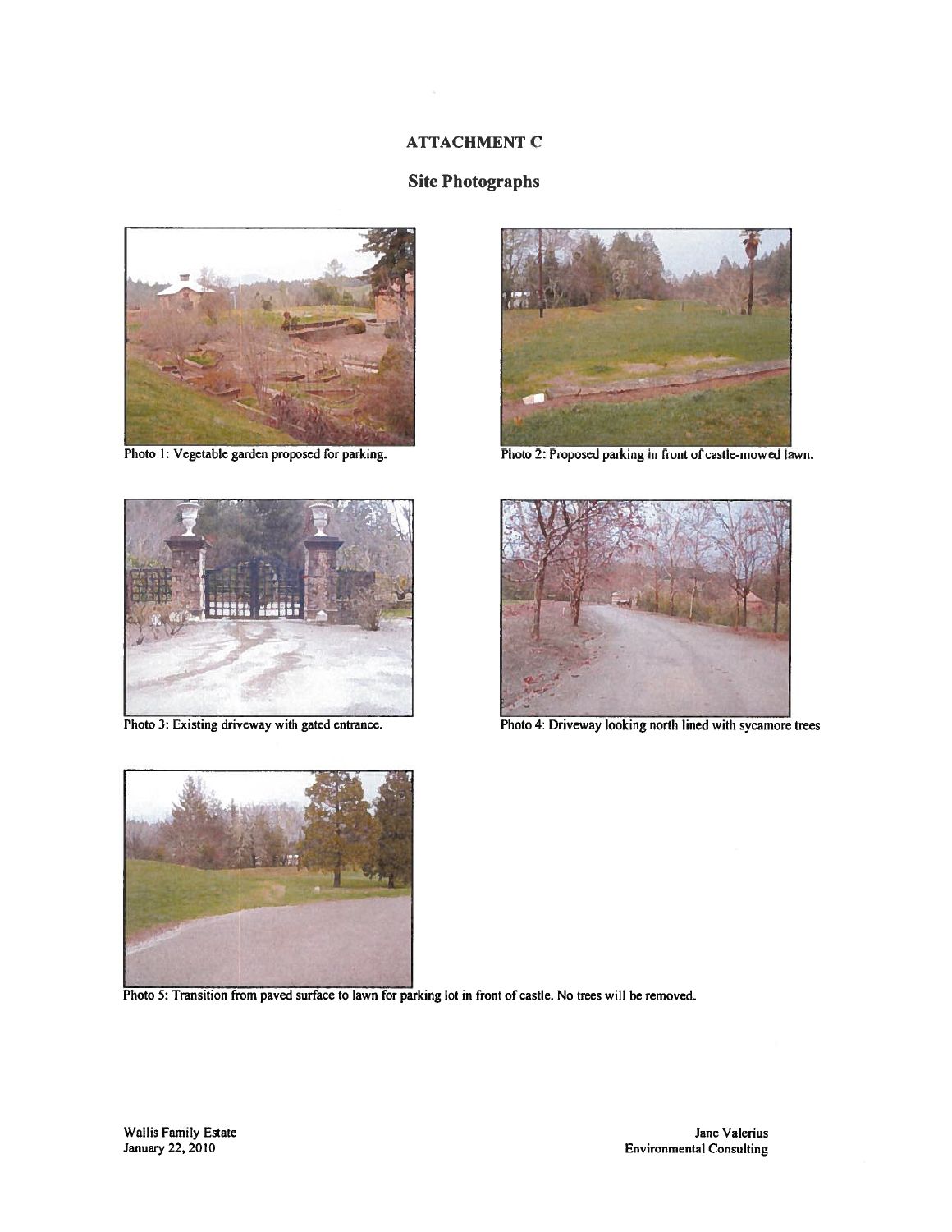## ATTACHMENT C

## Site Photographs

Photo 1: Vegetable garden proposed for parking.

Photo 2: Proposed parking in front of castle-mowed lawn.

Photo 3: Existing driveway with gated entrance.

Photo 4: Driveway looking north lined with sycamore trees

Photo 5: Transition from paved surface to lawn for parking lot in front of castle. No trees will be removed.

Wallis Family Estate
January 22, 2010

Jane Valerius
Environmental Consulting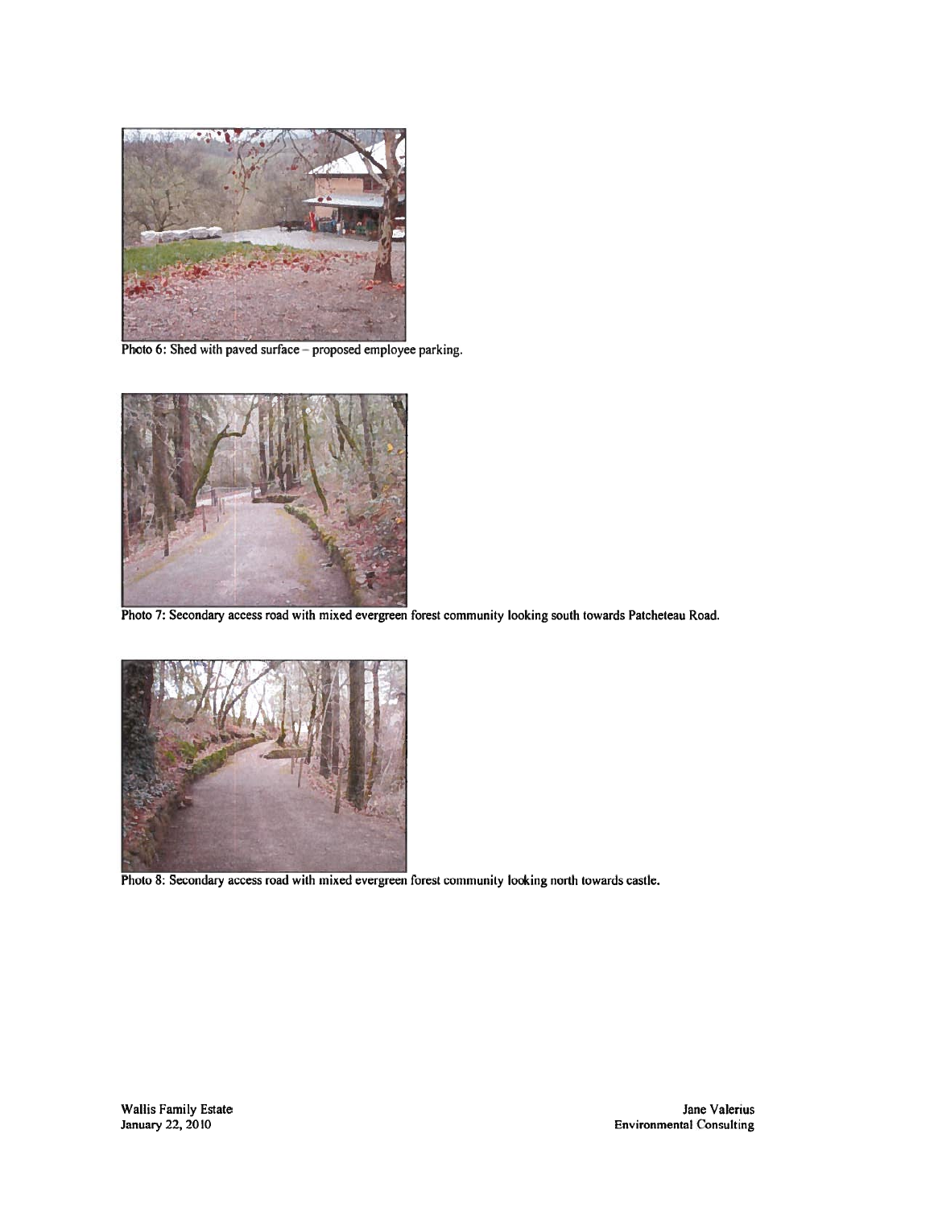Photo 6: Shed with paved surface – proposed employee parking.

Photo 7: Secondary access road with mixed evergreen forest community looking south towards Patcheteau Road.

Photo 8: Secondary access road with mixed evergreen forest community looking north towards castle.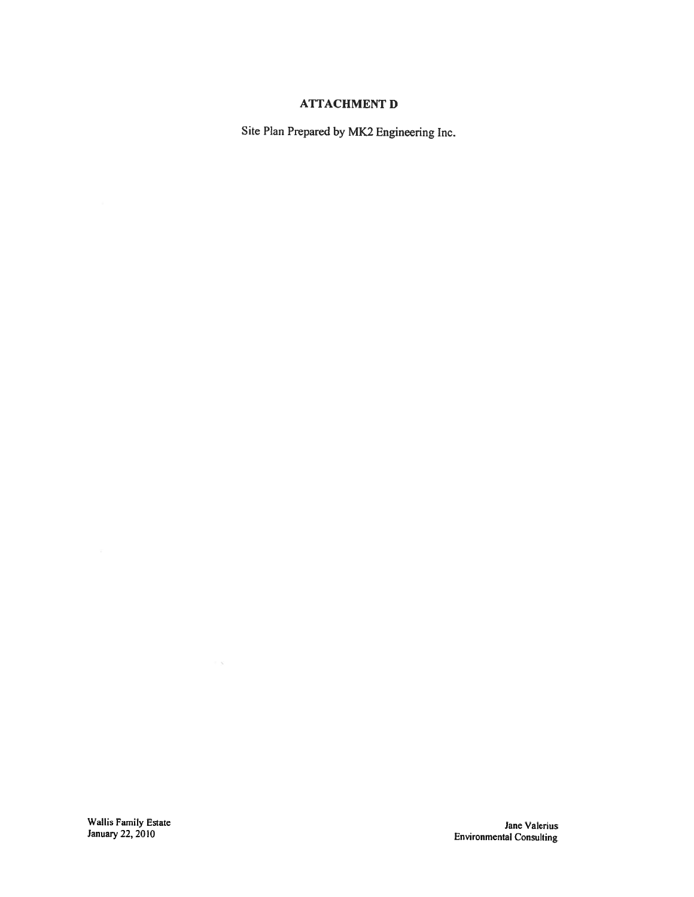# ATTACHMENT D

Site Plan Prepared by MK2 Engineering Inc.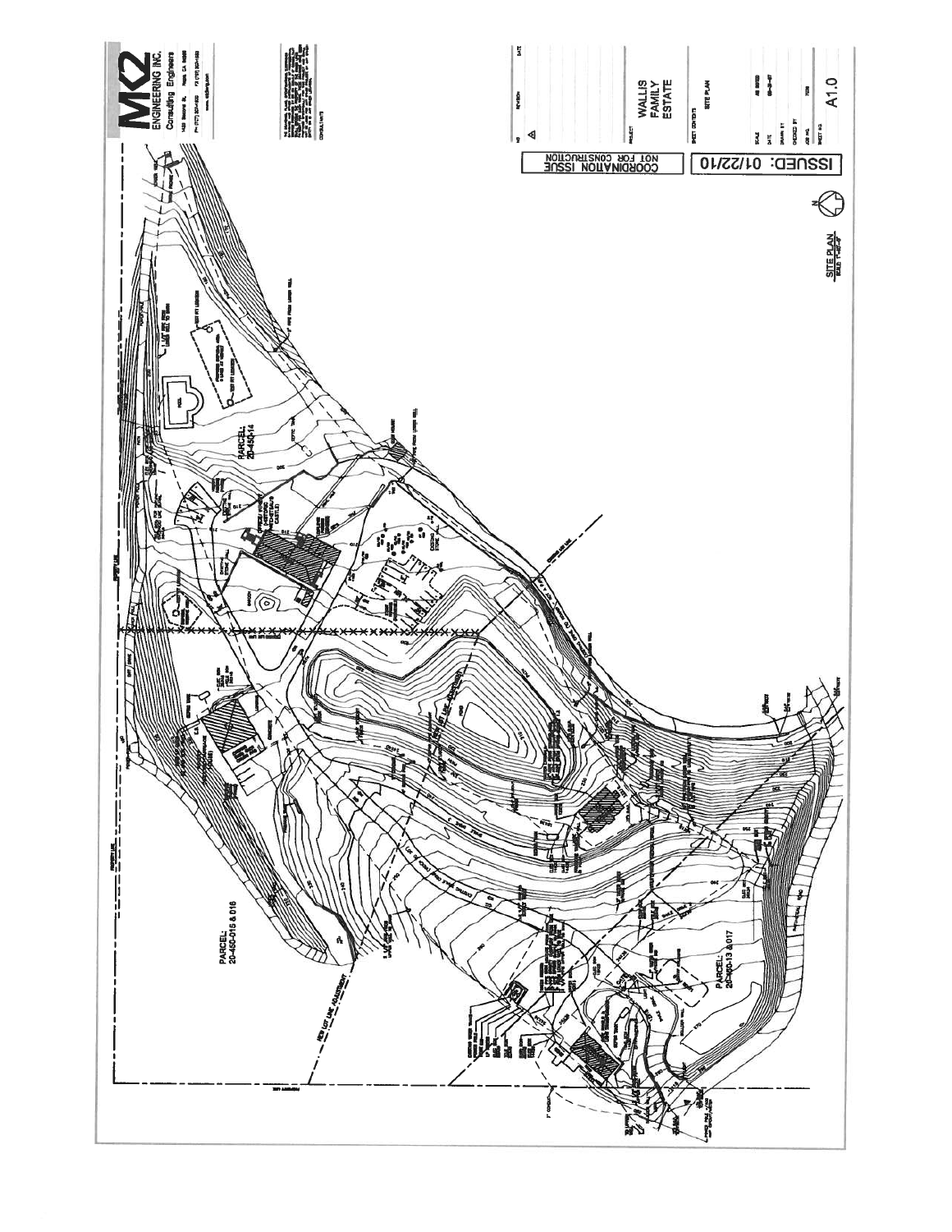MK2 ENGINEERING INC.
Consulting Engineers

PROJECT

WALLIS FAMILY ESTATE

SHEET CONTENTS

SITE PLAN

SHEET NO.

A1.0

ISSUED: 01/22/10

COORDINATION ISSUE
NOT FOR CONSTRUCTION

SITE PLAN

PARCEL: 20-450-14

PARCEL: 20-450-015 & 016

PARCEL: 20-450-13 & 017

NEW LOT LINE ADJUSTMENT

PROPERTY LINE

POOL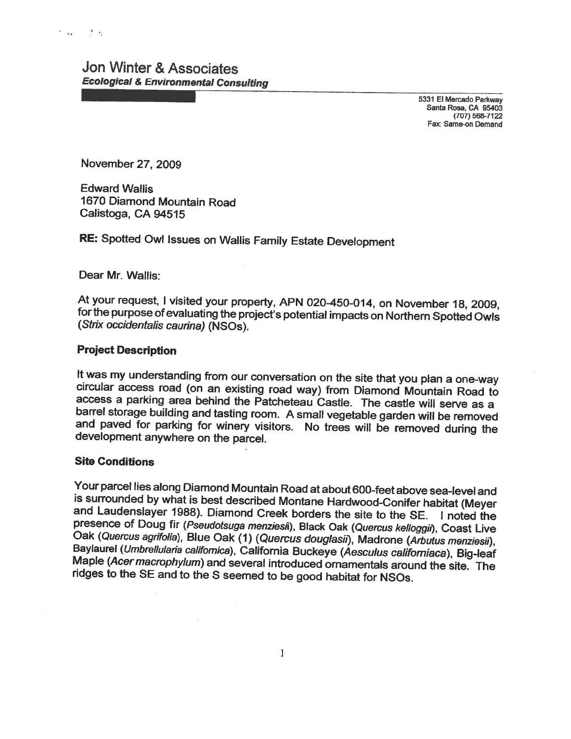# Jon Winter & Associates

***Ecological & Environmental Consulting***

5331 El Mercado Parkway
Santa Rosa, CA 95403
(707) 568-7122
Fax: Same-on Demand

November 27, 2009

Edward Wallis
1670 Diamond Mountain Road
Calistoga, CA 94515

**RE:** Spotted Owl Issues on Wallis Family Estate Development

Dear Mr. Wallis:

At your request, I visited your property, APN 020-450-014, on November 18, 2009, for the purpose of evaluating the project's potential impacts on Northern Spotted Owls (*Strix occidentalis caurina*) (NSOs).

### Project Description

It was my understanding from our conversation on the site that you plan a one-way circular access road (on an existing road way) from Diamond Mountain Road to access a parking area behind the Patcheteau Castle. The castle will serve as a barrel storage building and tasting room. A small vegetable garden will be removed and paved for parking for winery visitors. No trees will be removed during the development anywhere on the parcel.

### Site Conditions

Your parcel lies along Diamond Mountain Road at about 600-feet above sea-level and is surrounded by what is best described Montane Hardwood-Conifer habitat (Meyer and Laudenslayer 1988). Diamond Creek borders the site to the SE. I noted the presence of Doug fir (*Pseudotsuga menziesii*), Black Oak (*Quercus kelloggii*), Coast Live Oak (*Quercus agrifolia*), Blue Oak (1) (*Quercus douglasii*), Madrone (*Arbutus menziesii*), Baylaurel (*Umbrellularia californica*), California Buckeye (*Aesculus californiaca*), Big-leaf Maple (*Acer macrophylum*) and several introduced ornamentals around the site. The ridges to the SE and to the S seemed to be good habitat for NSOs.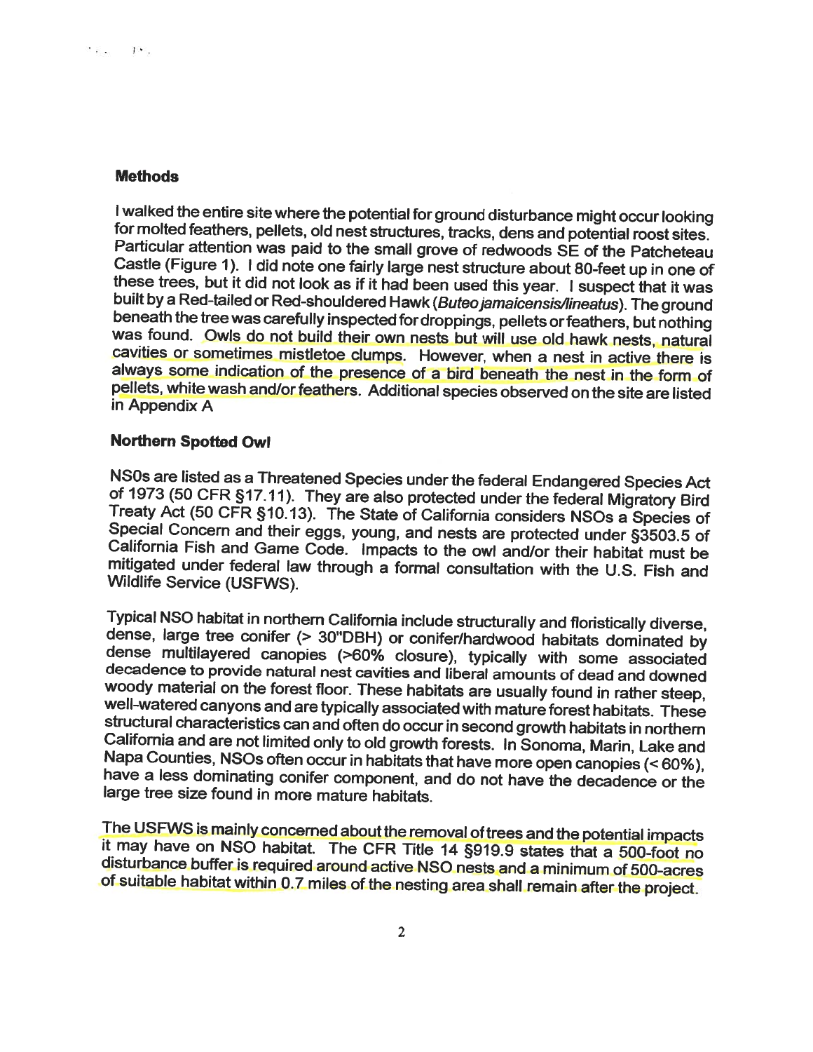### Methods

I walked the entire site where the potential for ground disturbance might occur looking for molted feathers, pellets, old nest structures, tracks, dens and potential roost sites. Particular attention was paid to the small grove of redwoods SE of the Patcheteau Castle (Figure 1). I did note one fairly large nest structure about 80-feet up in one of these trees, but it did not look as if it had been used this year. I suspect that it was built by a Red-tailed or Red-shouldered Hawk (*Buteo jamaicensis/lineatus*). The ground beneath the tree was carefully inspected for droppings, pellets or feathers, but nothing was found. Owls do not build their own nests but will use old hawk nests, natural cavities or sometimes mistletoe clumps. However, when a nest in active there is always some indication of the presence of a bird beneath the nest in the form of pellets, white wash and/or feathers. Additional species observed on the site are listed in Appendix A

### Northern Spotted Owl

NSOs are listed as a Threatened Species under the federal Endangered Species Act of 1973 (50 CFR §17.11). They are also protected under the federal Migratory Bird Treaty Act (50 CFR §10.13). The State of California considers NSOs a Species of Special Concern and their eggs, young, and nests are protected under §3503.5 of California Fish and Game Code. Impacts to the owl and/or their habitat must be mitigated under federal law through a formal consultation with the U.S. Fish and Wildlife Service (USFWS).

Typical NSO habitat in northern California include structurally and floristically diverse, dense, large tree conifer (> 30"DBH) or conifer/hardwood habitats dominated by dense multilayered canopies (>60% closure), typically with some associated decadence to provide natural nest cavities and liberal amounts of dead and downed woody material on the forest floor. These habitats are usually found in rather steep, well-watered canyons and are typically associated with mature forest habitats. These structural characteristics can and often do occur in second growth habitats in northern California and are not limited only to old growth forests. In Sonoma, Marin, Lake and Napa Counties, NSOs often occur in habitats that have more open canopies (< 60%), have a less dominating conifer component, and do not have the decadence or the large tree size found in more mature habitats.

The USFWS is mainly concerned about the removal of trees and the potential impacts it may have on NSO habitat. The CFR Title 14 §919.9 states that a 500-foot no disturbance buffer is required around active NSO nests and a minimum of 500-acres of suitable habitat within 0.7 miles of the nesting area shall remain after the project.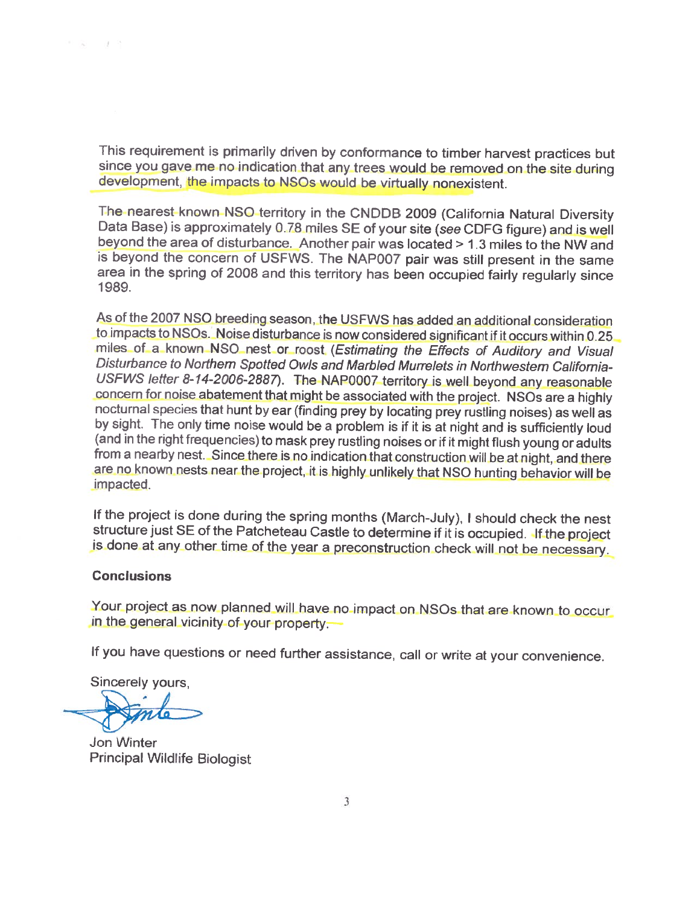This requirement is primarily driven by conformance to timber harvest practices but since you gave me no indication that any trees would be removed on the site during development, the impacts to NSOs would be virtually nonexistent.

The nearest known NSO territory in the CNDDB 2009 (California Natural Diversity Data Base) is approximately 0.78 miles SE of your site (*see* CDFG figure) and is well beyond the area of disturbance. Another pair was located > 1.3 miles to the NW and is beyond the concern of USFWS. The NAP007 pair was still present in the same area in the spring of 2008 and this territory has been occupied fairly regularly since 1989.

As of the 2007 NSO breeding season, the USFWS has added an additional consideration to impacts to NSOs. Noise disturbance is now considered significant if it occurs within 0.25 miles of a known NSO nest or roost (*Estimating the Effects of Auditory and Visual Disturbance to Northern Spotted Owls and Marbled Murrelets in Northwestern California- USFWS letter 8-14-2006-2887*). The NAP0007 territory is well beyond any reasonable concern for noise abatement that might be associated with the project. NSOs are a highly nocturnal species that hunt by ear (finding prey by locating prey rustling noises) as well as by sight. The only time noise would be a problem is if it is at night and is sufficiently loud (and in the right frequencies) to mask prey rustling noises or if it might flush young or adults from a nearby nest. Since there is no indication that construction will be at night, and there are no known nests near the project, it is highly unlikely that NSO hunting behavior will be impacted.

If the project is done during the spring months (March-July), I should check the nest structure just SE of the Patcheteau Castle to determine if it is occupied. If the project is done at any other time of the year a preconstruction check will not be necessary.

**Conclusions**

Your project as now planned will have no impact on NSOs that are known to occur in the general vicinity of your property.

If you have questions or need further assistance, call or write at your convenience.

Sincerely yours,

Jon Winter
Principal Wildlife Biologist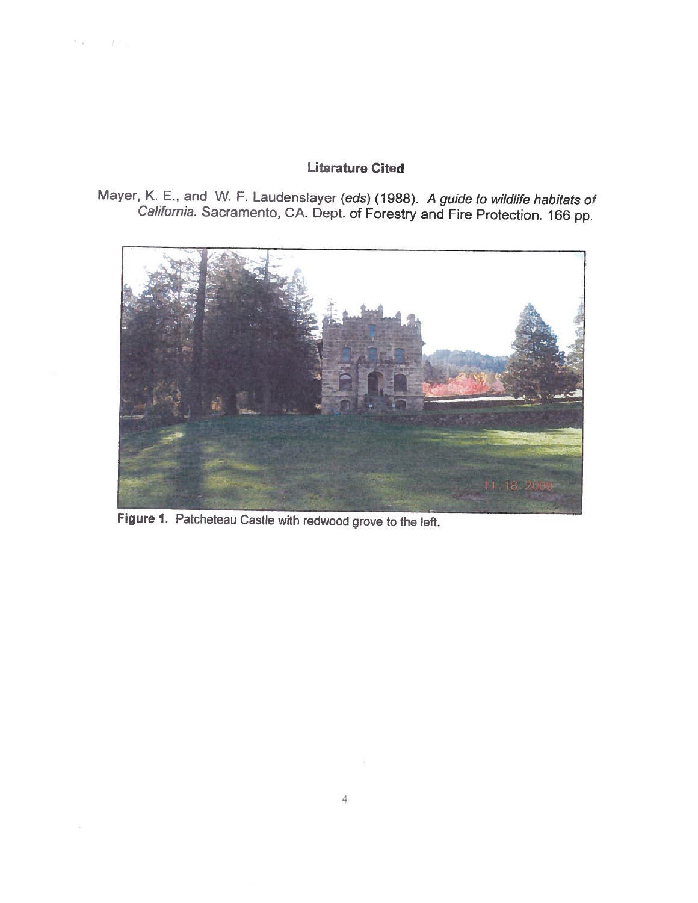## Literature Cited

Mayer, K. E., and W. F. Laudenslayer (*eds*) (1988). *A guide to wildlife habitats of California*. Sacramento, CA. Dept. of Forestry and Fire Protection. 166 pp.

**Figure 1**. Patcheteau Castle with redwood grove to the left.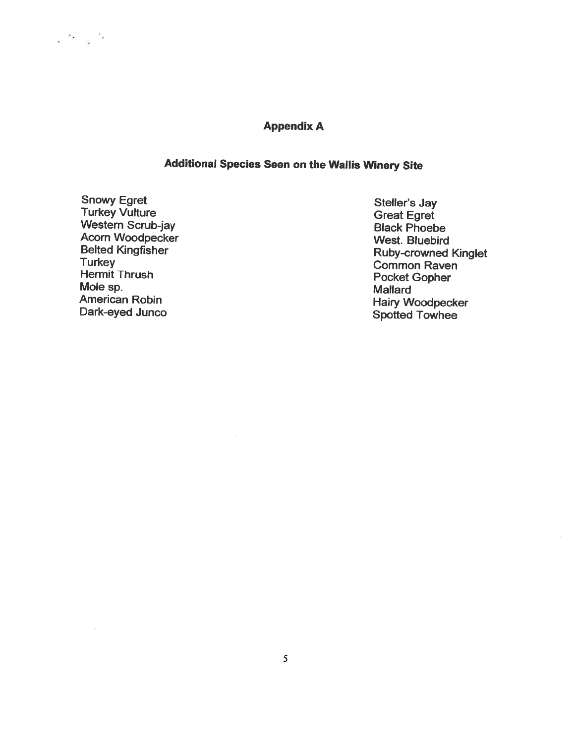## Appendix A

### Additional Species Seen on the Wallis Winery Site

Snowy Egret
Turkey Vulture
Western Scrub-jay
Acorn Woodpecker
Belted Kingfisher
Turkey
Hermit Thrush
Mole sp.
American Robin
Dark-eyed Junco

Steller's Jay
Great Egret
Black Phoebe
West. Bluebird
Ruby-crowned Kinglet
Common Raven
Pocket Gopher
Mallard
Hairy Woodpecker
Spotted Towhee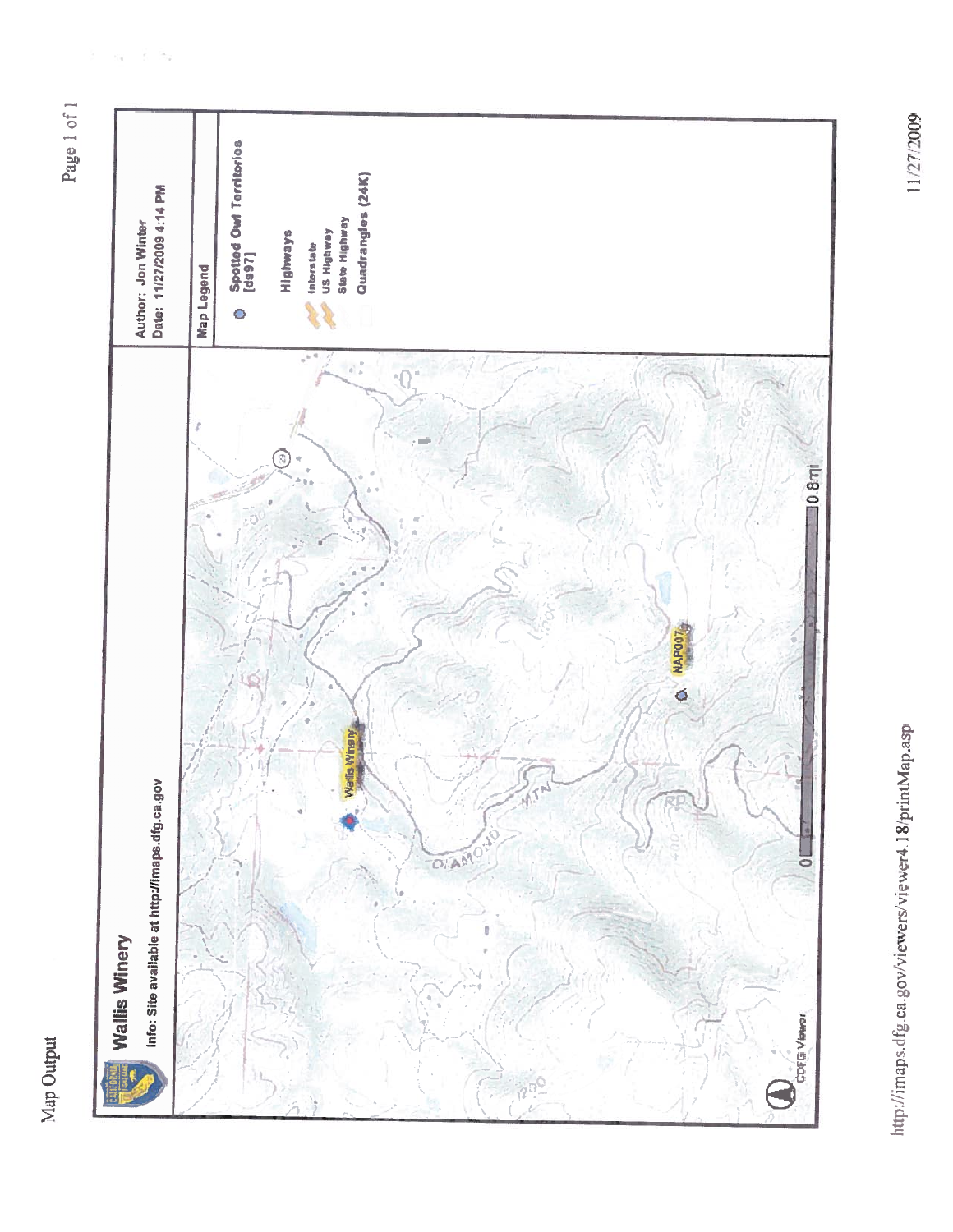Map Output

# Wallis Winery

Info: Site available at http://imaps.dfg.ca.gov

Author: Jon Winter
Date: 11/27/2009 4:14 PM

**Map Legend**

- Spotted Owl Territories [ds97]
- Highways
  - Interstate
  - US Highway
  - State Highway
- Quadrangles (24K)

Wallis Winery

NAP007

DIAMOND MTN RD

29

0

0.8mi

CDFG Viewer

http://imaps.dfg.ca.gov/viewers/viewer4.18/printMap.asp

11/27/2009